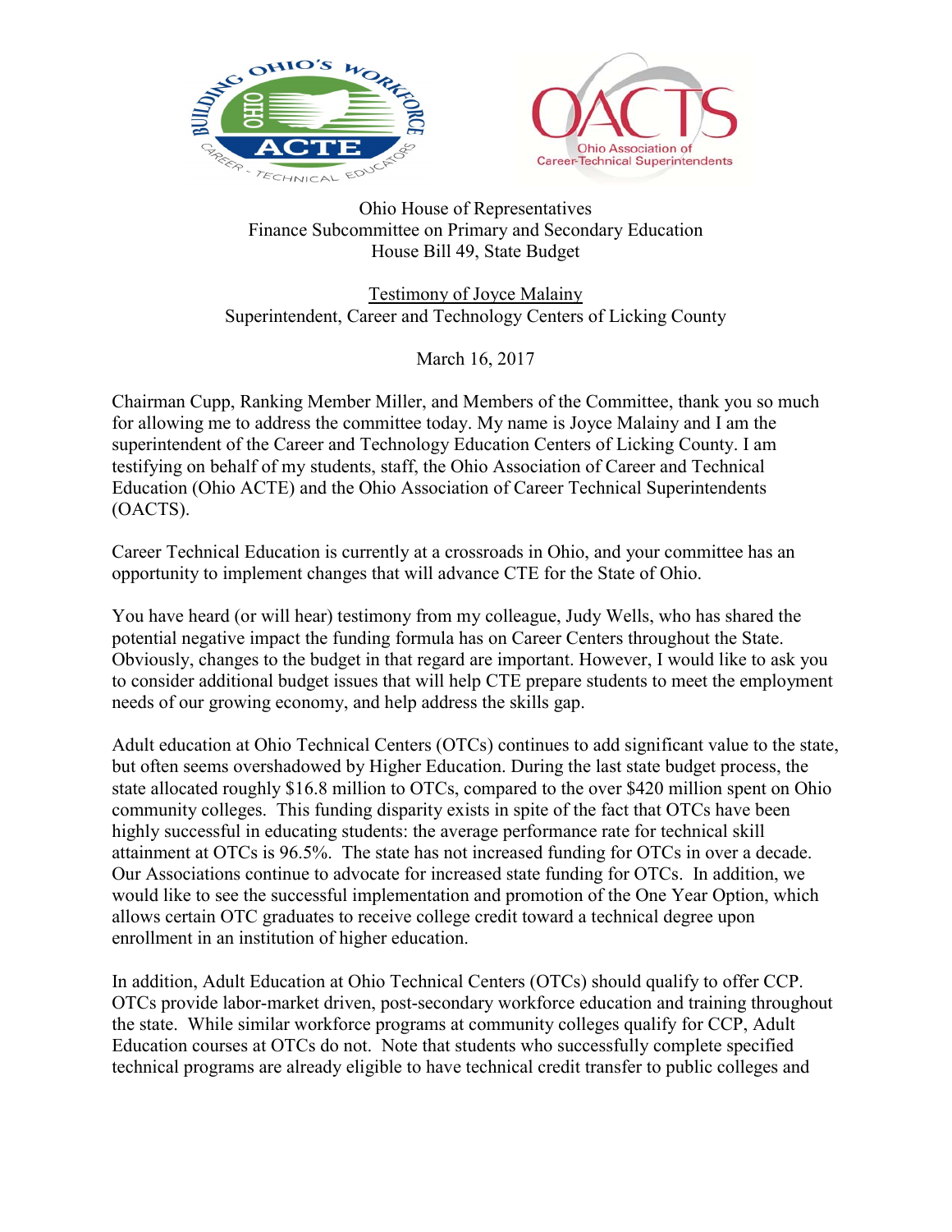Ohio House of Representatives
Finance Subcommittee on Primary and Secondary Education
House Bill 49, State Budget

<u>Testimony of Joyce Malainy</u>
Superintendent, Career and Technology Centers of Licking County

March 16, 2017

Chairman Cupp, Ranking Member Miller, and Members of the Committee, thank you so much for allowing me to address the committee today. My name is Joyce Malainy and I am the superintendent of the Career and Technology Education Centers of Licking County. I am testifying on behalf of my students, staff, the Ohio Association of Career and Technical Education (Ohio ACTE) and the Ohio Association of Career Technical Superintendents (OACTS).

Career Technical Education is currently at a crossroads in Ohio, and your committee has an opportunity to implement changes that will advance CTE for the State of Ohio.

You have heard (or will hear) testimony from my colleague, Judy Wells, who has shared the potential negative impact the funding formula has on Career Centers throughout the State. Obviously, changes to the budget in that regard are important. However, I would like to ask you to consider additional budget issues that will help CTE prepare students to meet the employment needs of our growing economy, and help address the skills gap.

Adult education at Ohio Technical Centers (OTCs) continues to add significant value to the state, but often seems overshadowed by Higher Education. During the last state budget process, the state allocated roughly $16.8 million to OTCs, compared to the over $420 million spent on Ohio community colleges. This funding disparity exists in spite of the fact that OTCs have been highly successful in educating students: the average performance rate for technical skill attainment at OTCs is 96.5%. The state has not increased funding for OTCs in over a decade. Our Associations continue to advocate for increased state funding for OTCs. In addition, we would like to see the successful implementation and promotion of the One Year Option, which allows certain OTC graduates to receive college credit toward a technical degree upon enrollment in an institution of higher education.

In addition, Adult Education at Ohio Technical Centers (OTCs) should qualify to offer CCP. OTCs provide labor-market driven, post-secondary workforce education and training throughout the state. While similar workforce programs at community colleges qualify for CCP, Adult Education courses at OTCs do not. Note that students who successfully complete specified technical programs are already eligible to have technical credit transfer to public colleges and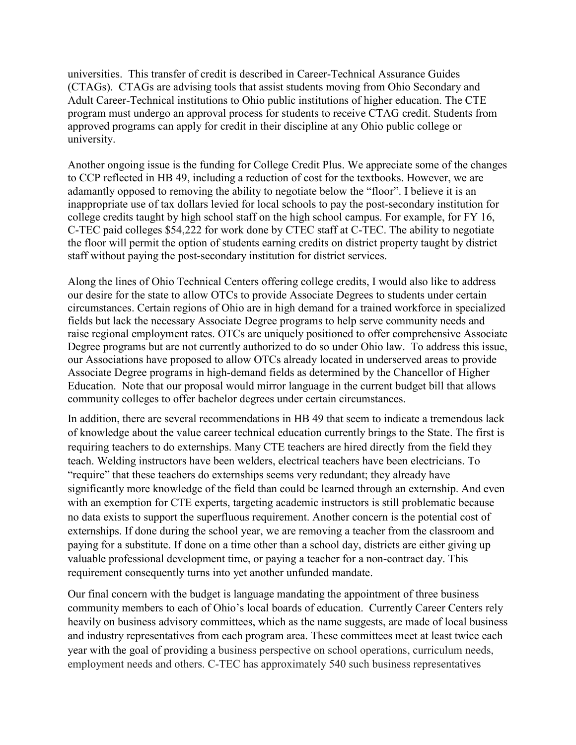universities. This transfer of credit is described in Career-Technical Assurance Guides (CTAGs). CTAGs are advising tools that assist students moving from Ohio Secondary and Adult Career-Technical institutions to Ohio public institutions of higher education. The CTE program must undergo an approval process for students to receive CTAG credit. Students from approved programs can apply for credit in their discipline at any Ohio public college or university.

Another ongoing issue is the funding for College Credit Plus. We appreciate some of the changes to CCP reflected in HB 49, including a reduction of cost for the textbooks. However, we are adamantly opposed to removing the ability to negotiate below the "floor". I believe it is an inappropriate use of tax dollars levied for local schools to pay the post-secondary institution for college credits taught by high school staff on the high school campus. For example, for FY 16, C-TEC paid colleges $54,222 for work done by CTEC staff at C-TEC. The ability to negotiate the floor will permit the option of students earning credits on district property taught by district staff without paying the post-secondary institution for district services.

Along the lines of Ohio Technical Centers offering college credits, I would also like to address our desire for the state to allow OTCs to provide Associate Degrees to students under certain circumstances. Certain regions of Ohio are in high demand for a trained workforce in specialized fields but lack the necessary Associate Degree programs to help serve community needs and raise regional employment rates. OTCs are uniquely positioned to offer comprehensive Associate Degree programs but are not currently authorized to do so under Ohio law. To address this issue, our Associations have proposed to allow OTCs already located in underserved areas to provide Associate Degree programs in high-demand fields as determined by the Chancellor of Higher Education. Note that our proposal would mirror language in the current budget bill that allows community colleges to offer bachelor degrees under certain circumstances.

In addition, there are several recommendations in HB 49 that seem to indicate a tremendous lack of knowledge about the value career technical education currently brings to the State. The first is requiring teachers to do externships. Many CTE teachers are hired directly from the field they teach. Welding instructors have been welders, electrical teachers have been electricians. To "require" that these teachers do externships seems very redundant; they already have significantly more knowledge of the field than could be learned through an externship. And even with an exemption for CTE experts, targeting academic instructors is still problematic because no data exists to support the superfluous requirement. Another concern is the potential cost of externships. If done during the school year, we are removing a teacher from the classroom and paying for a substitute. If done on a time other than a school day, districts are either giving up valuable professional development time, or paying a teacher for a non-contract day. This requirement consequently turns into yet another unfunded mandate.

Our final concern with the budget is language mandating the appointment of three business community members to each of Ohio's local boards of education. Currently Career Centers rely heavily on business advisory committees, which as the name suggests, are made of local business and industry representatives from each program area. These committees meet at least twice each year with the goal of providing a business perspective on school operations, curriculum needs, employment needs and others. C-TEC has approximately 540 such business representatives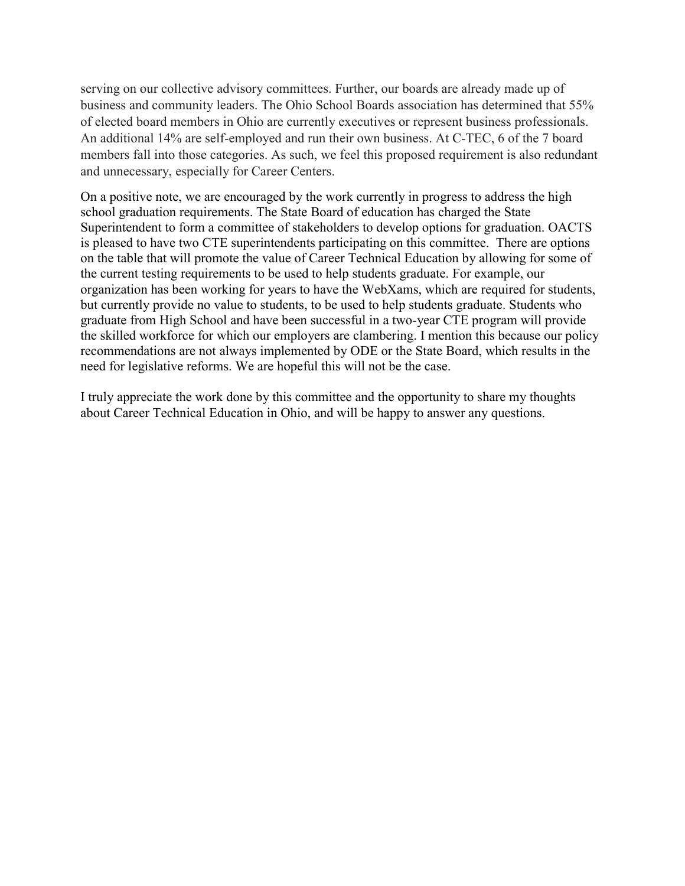serving on our collective advisory committees. Further, our boards are already made up of business and community leaders. The Ohio School Boards association has determined that 55% of elected board members in Ohio are currently executives or represent business professionals. An additional 14% are self-employed and run their own business. At C-TEC, 6 of the 7 board members fall into those categories. As such, we feel this proposed requirement is also redundant and unnecessary, especially for Career Centers.

On a positive note, we are encouraged by the work currently in progress to address the high school graduation requirements. The State Board of education has charged the State Superintendent to form a committee of stakeholders to develop options for graduation. OACTS is pleased to have two CTE superintendents participating on this committee. There are options on the table that will promote the value of Career Technical Education by allowing for some of the current testing requirements to be used to help students graduate. For example, our organization has been working for years to have the WebXams, which are required for students, but currently provide no value to students, to be used to help students graduate. Students who graduate from High School and have been successful in a two-year CTE program will provide the skilled workforce for which our employers are clambering. I mention this because our policy recommendations are not always implemented by ODE or the State Board, which results in the need for legislative reforms. We are hopeful this will not be the case.

I truly appreciate the work done by this committee and the opportunity to share my thoughts about Career Technical Education in Ohio, and will be happy to answer any questions.